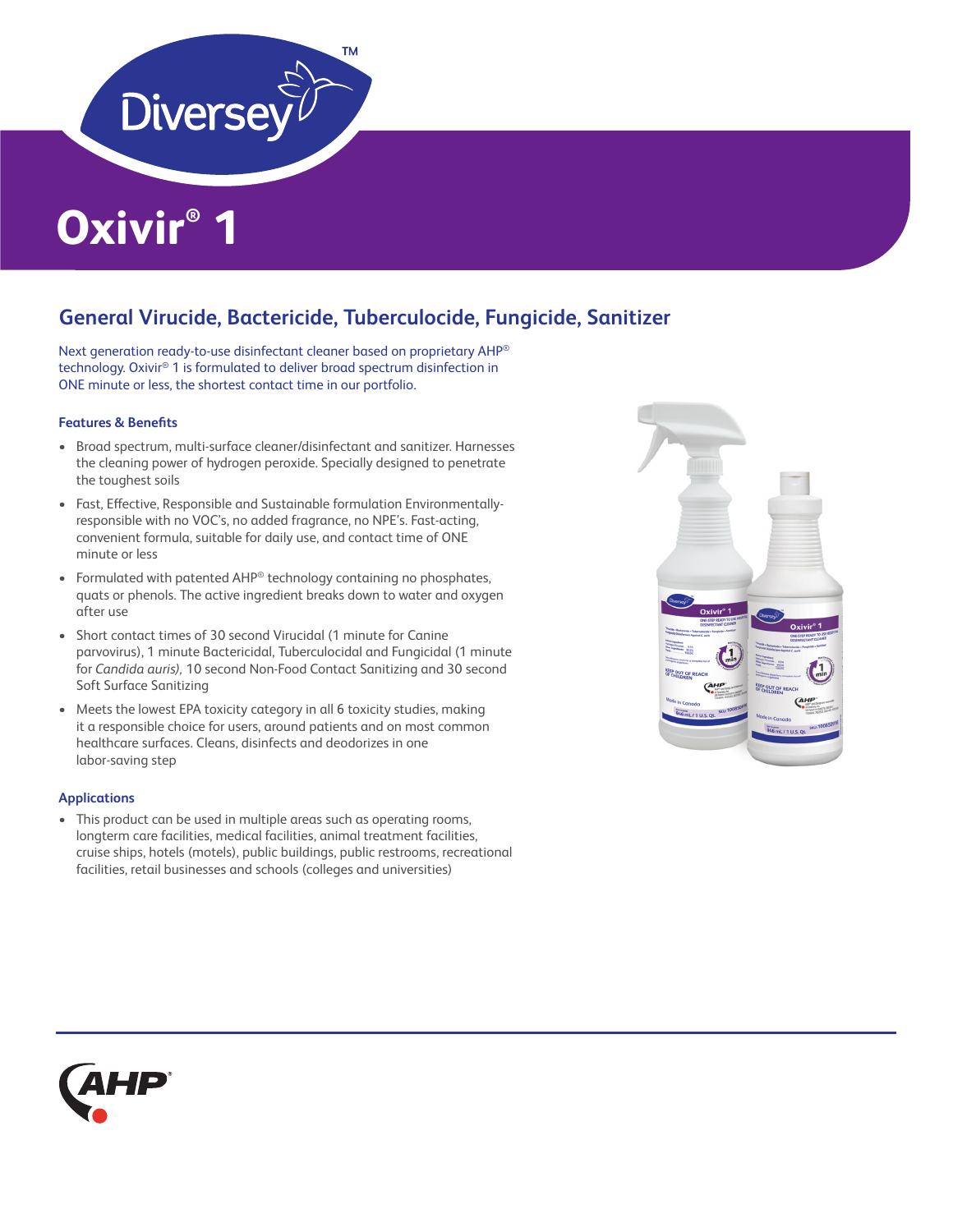# Oxivir® 1

## General Virucide, Bactericide, Tuberculocide, Fungicide, Sanitizer

Next generation ready-to-use disinfectant cleaner based on proprietary AHP® technology. Oxivir® 1 is formulated to deliver broad spectrum disinfection in ONE minute or less, the shortest contact time in our portfolio.

### Features & Benefits

- Broad spectrum, multi-surface cleaner/disinfectant and sanitizer. Harnesses the cleaning power of hydrogen peroxide. Specially designed to penetrate the toughest soils
- Fast, Effective, Responsible and Sustainable formulation Environmentally-responsible with no VOC's, no added fragrance, no NPE's. Fast-acting, convenient formula, suitable for daily use, and contact time of ONE minute or less
- Formulated with patented AHP® technology containing no phosphates, quats or phenols. The active ingredient breaks down to water and oxygen after use
- Short contact times of 30 second Virucidal (1 minute for Canine parvovirus), 1 minute Bactericidal, Tuberculocidal and Fungicidal (1 minute for *Candida auris)*, 10 second Non-Food Contact Sanitizing and 30 second Soft Surface Sanitizing
- Meets the lowest EPA toxicity category in all 6 toxicity studies, making it a responsible choice for users, around patients and on most common healthcare surfaces. Cleans, disinfects and deodorizes in one labor-saving step

### Applications

- This product can be used in multiple areas such as operating rooms, longterm care facilities, medical facilities, animal treatment facilities, cruise ships, hotels (motels), public buildings, public restrooms, recreational facilities, retail businesses and schools (colleges and universities)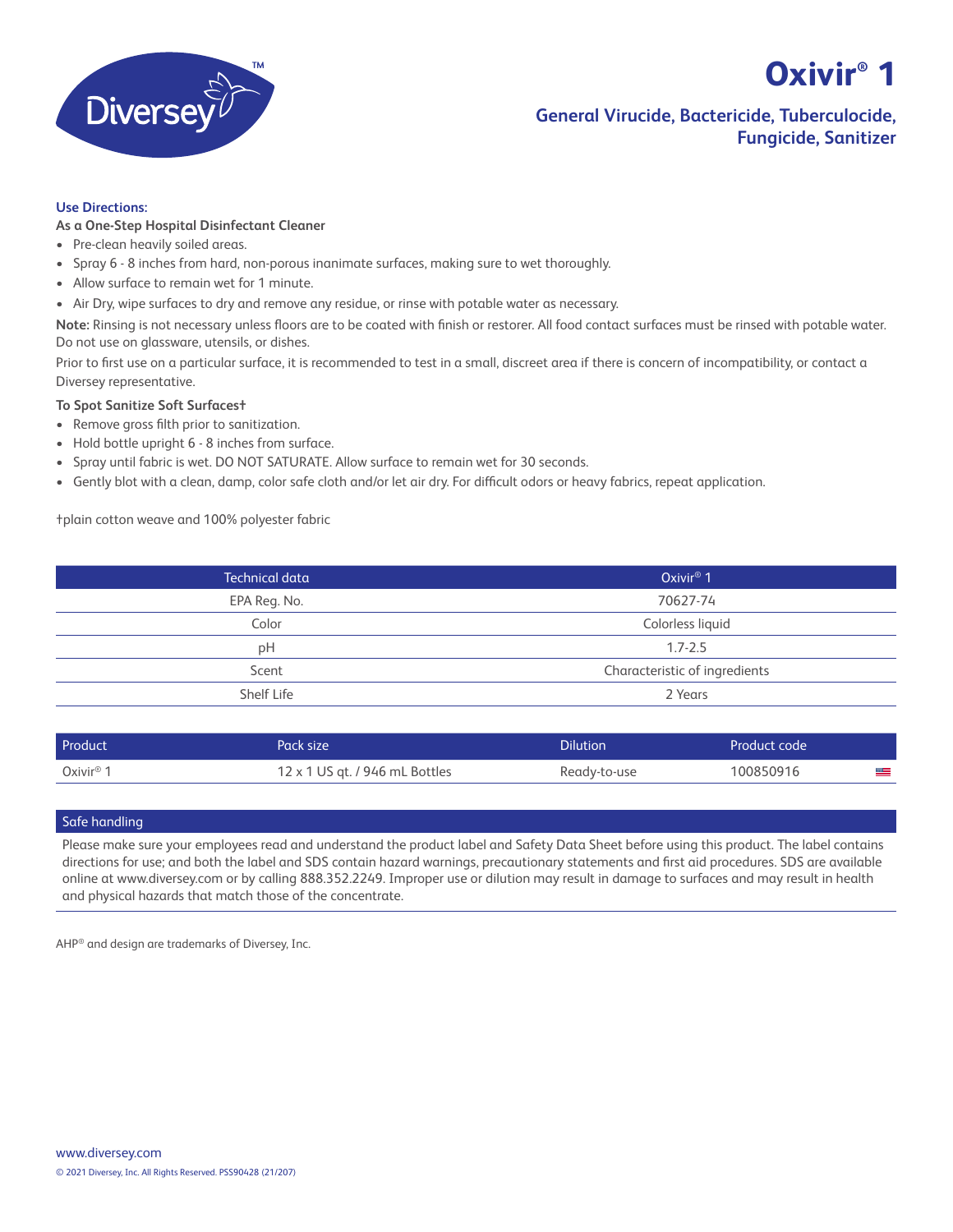# Oxivir® 1

## General Virucide, Bactericide, Tuberculocide, Fungicide, Sanitizer

### Use Directions:

**As a One-Step Hospital Disinfectant Cleaner**

- Pre-clean heavily soiled areas.
- Spray 6 - 8 inches from hard, non-porous inanimate surfaces, making sure to wet thoroughly.
- Allow surface to remain wet for 1 minute.
- Air Dry, wipe surfaces to dry and remove any residue, or rinse with potable water as necessary.

**Note:** Rinsing is not necessary unless floors are to be coated with finish or restorer. All food contact surfaces must be rinsed with potable water. Do not use on glassware, utensils, or dishes.

Prior to first use on a particular surface, it is recommended to test in a small, discreet area if there is concern of incompatibility, or contact a Diversey representative.

**To Spot Sanitize Soft Surfaces†**

- Remove gross filth prior to sanitization.
- Hold bottle upright 6 - 8 inches from surface.
- Spray until fabric is wet. DO NOT SATURATE. Allow surface to remain wet for 30 seconds.
- Gently blot with a clean, damp, color safe cloth and/or let air dry. For difficult odors or heavy fabrics, repeat application.

†plain cotton weave and 100% polyester fabric

| Technical data | Oxivir® 1 |
|---|---|
| EPA Reg. No. | 70627-74 |
| Color | Colorless liquid |
| pH | 1.7-2.5 |
| Scent | Characteristic of ingredients |
| Shelf Life | 2 Years |

| Product | Pack size | Dilution | Product code |
|---|---|---|---|
| Oxivir® 1 | 12 x 1 US qt. / 946 mL Bottles | Ready-to-use | 100850916 |

### Safe handling

Please make sure your employees read and understand the product label and Safety Data Sheet before using this product. The label contains directions for use; and both the label and SDS contain hazard warnings, precautionary statements and first aid procedures. SDS are available online at www.diversey.com or by calling 888.352.2249. Improper use or dilution may result in damage to surfaces and may result in health and physical hazards that match those of the concentrate.

AHP® and design are trademarks of Diversey, Inc.

www.diversey.com

© 2021 Diversey, Inc. All Rights Reserved. PSS90428 (21/207)